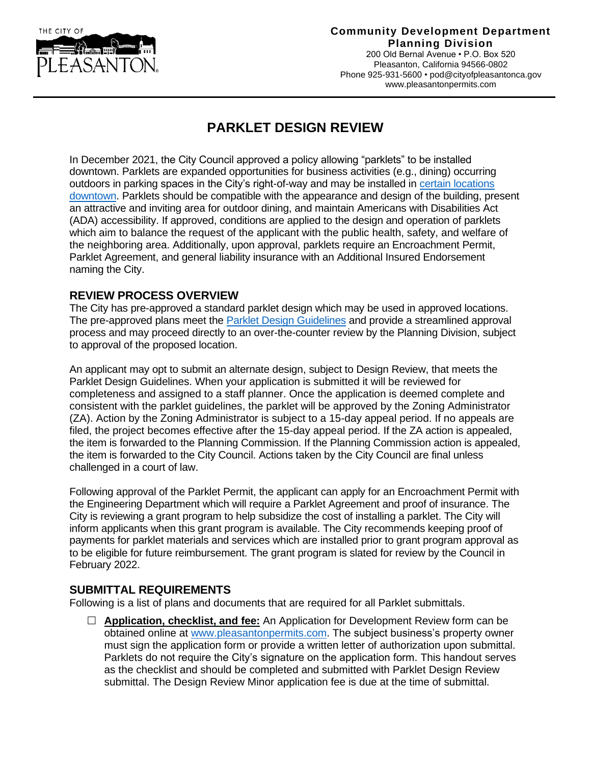THE CITY OF PLEASANTON

**Community Development Department**
**Planning Division**
200 Old Bernal Avenue • P.O. Box 520
Pleasanton, California 94566-0802
Phone 925-931-5600 • pod@cityofpleasantonca.gov
www.pleasantonpermits.com

# PARKLET DESIGN REVIEW

In December 2021, the City Council approved a policy allowing "parklets" to be installed downtown. Parklets are expanded opportunities for business activities (e.g., dining) occurring outdoors in parking spaces in the City's right-of-way and may be installed in [certain locations downtown](). Parklets should be compatible with the appearance and design of the building, present an attractive and inviting area for outdoor dining, and maintain Americans with Disabilities Act (ADA) accessibility. If approved, conditions are applied to the design and operation of parklets which aim to balance the request of the applicant with the public health, safety, and welfare of the neighboring area. Additionally, upon approval, parklets require an Encroachment Permit, Parklet Agreement, and general liability insurance with an Additional Insured Endorsement naming the City.

## REVIEW PROCESS OVERVIEW

The City has pre-approved a standard parklet design which may be used in approved locations. The pre-approved plans meet the [Parklet Design Guidelines]() and provide a streamlined approval process and may proceed directly to an over-the-counter review by the Planning Division, subject to approval of the proposed location.

An applicant may opt to submit an alternate design, subject to Design Review, that meets the Parklet Design Guidelines. When your application is submitted it will be reviewed for completeness and assigned to a staff planner. Once the application is deemed complete and consistent with the parklet guidelines, the parklet will be approved by the Zoning Administrator (ZA). Action by the Zoning Administrator is subject to a 15-day appeal period. If no appeals are filed, the project becomes effective after the 15-day appeal period. If the ZA action is appealed, the item is forwarded to the Planning Commission. If the Planning Commission action is appealed, the item is forwarded to the City Council. Actions taken by the City Council are final unless challenged in a court of law.

Following approval of the Parklet Permit, the applicant can apply for an Encroachment Permit with the Engineering Department which will require a Parklet Agreement and proof of insurance. The City is reviewing a grant program to help subsidize the cost of installing a parklet. The City will inform applicants when this grant program is available. The City recommends keeping proof of payments for parklet materials and services which are installed prior to grant program approval as to be eligible for future reimbursement. The grant program is slated for review by the Council in February 2022.

## SUBMITTAL REQUIREMENTS

Following is a list of plans and documents that are required for all Parklet submittals.

☐ **Application, checklist, and fee:** An Application for Development Review form can be obtained online at [www.pleasantonpermits.com](www.pleasantonpermits.com). The subject business's property owner must sign the application form or provide a written letter of authorization upon submittal. Parklets do not require the City's signature on the application form. This handout serves as the checklist and should be completed and submitted with Parklet Design Review submittal. The Design Review Minor application fee is due at the time of submittal.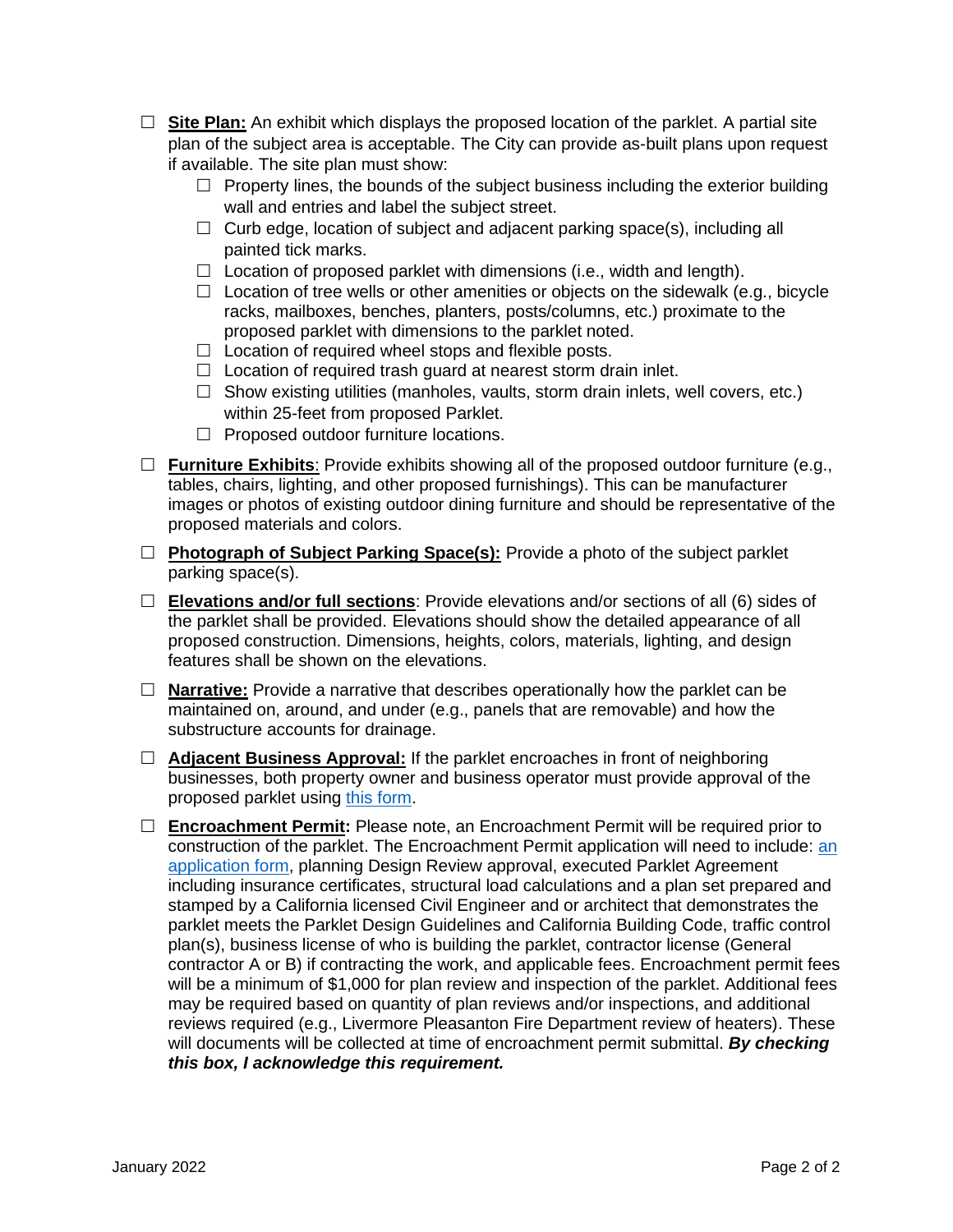- ☐ **Site Plan:** An exhibit which displays the proposed location of the parklet. A partial site plan of the subject area is acceptable. The City can provide as-built plans upon request if available. The site plan must show:
  - ☐ Property lines, the bounds of the subject business including the exterior building wall and entries and label the subject street.
  - ☐ Curb edge, location of subject and adjacent parking space(s), including all painted tick marks.
  - ☐ Location of proposed parklet with dimensions (i.e., width and length).
  - ☐ Location of tree wells or other amenities or objects on the sidewalk (e.g., bicycle racks, mailboxes, benches, planters, posts/columns, etc.) proximate to the proposed parklet with dimensions to the parklet noted.
  - ☐ Location of required wheel stops and flexible posts.
  - ☐ Location of required trash guard at nearest storm drain inlet.
  - ☐ Show existing utilities (manholes, vaults, storm drain inlets, well covers, etc.) within 25-feet from proposed Parklet.
  - ☐ Proposed outdoor furniture locations.
- ☐ **Furniture Exhibits**: Provide exhibits showing all of the proposed outdoor furniture (e.g., tables, chairs, lighting, and other proposed furnishings). This can be manufacturer images or photos of existing outdoor dining furniture and should be representative of the proposed materials and colors.
- ☐ **Photograph of Subject Parking Space(s):** Provide a photo of the subject parklet parking space(s).
- ☐ **Elevations and/or full sections**: Provide elevations and/or sections of all (6) sides of the parklet shall be provided. Elevations should show the detailed appearance of all proposed construction. Dimensions, heights, colors, materials, lighting, and design features shall be shown on the elevations.
- ☐ **Narrative:** Provide a narrative that describes operationally how the parklet can be maintained on, around, and under (e.g., panels that are removable) and how the substructure accounts for drainage.
- ☐ **Adjacent Business Approval:** If the parklet encroaches in front of neighboring businesses, both property owner and business operator must provide approval of the proposed parklet using this form.
- ☐ **Encroachment Permit:** Please note, an Encroachment Permit will be required prior to construction of the parklet. The Encroachment Permit application will need to include: an application form, planning Design Review approval, executed Parklet Agreement including insurance certificates, structural load calculations and a plan set prepared and stamped by a California licensed Civil Engineer and or architect that demonstrates the parklet meets the Parklet Design Guidelines and California Building Code, traffic control plan(s), business license of who is building the parklet, contractor license (General contractor A or B) if contracting the work, and applicable fees. Encroachment permit fees will be a minimum of $1,000 for plan review and inspection of the parklet. Additional fees may be required based on quantity of plan reviews and/or inspections, and additional reviews required (e.g., Livermore Pleasanton Fire Department review of heaters). These will documents will be collected at time of encroachment permit submittal. ***By checking this box, I acknowledge this requirement.***

January 2022